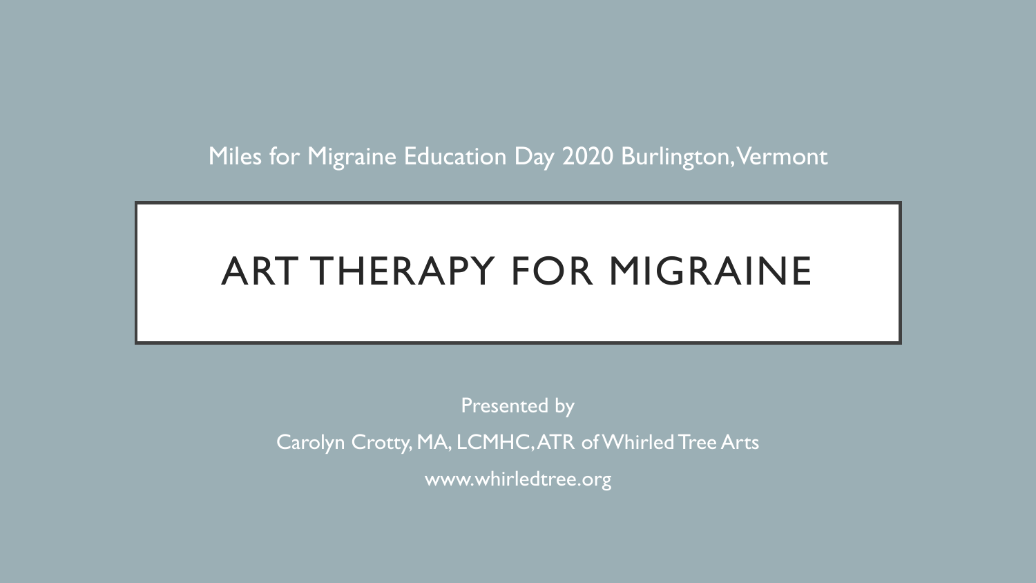Miles for Migraine Education Day 2020 Burlington, Vermont

# ART THERAPY FOR MIGRAINE

Presented by

Carolyn Crotty, MA, LCMHC, ATR of Whirled Tree Arts

www.whirledtree.org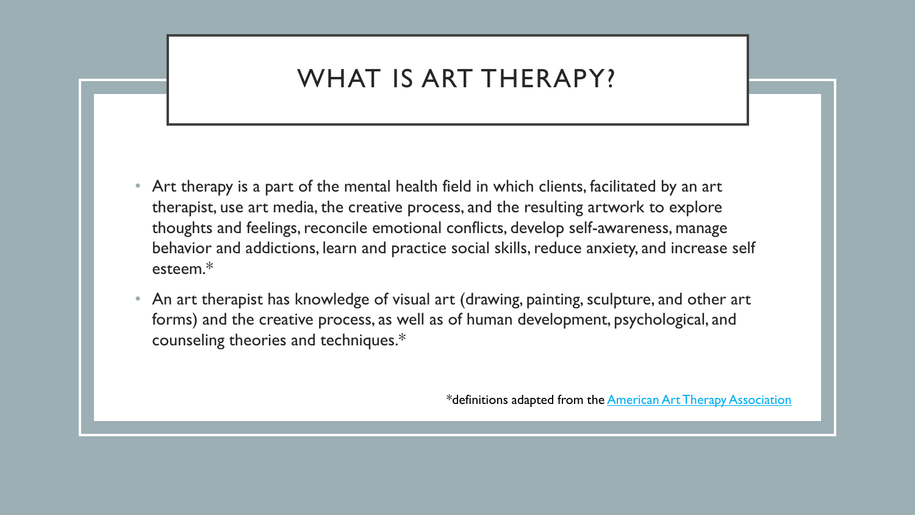# WHAT IS ART THERAPY?

- Art therapy is a part of the mental health field in which clients, facilitated by an art therapist, use art media, the creative process, and the resulting artwork to explore thoughts and feelings, reconcile emotional conflicts, develop self-awareness, manage behavior and addictions, learn and practice social skills, reduce anxiety, and increase self esteem.*
- An art therapist has knowledge of visual art (drawing, painting, sculpture, and other art forms) and the creative process, as well as of human development, psychological, and counseling theories and techniques.*

*definitions adapted from the American Art Therapy Association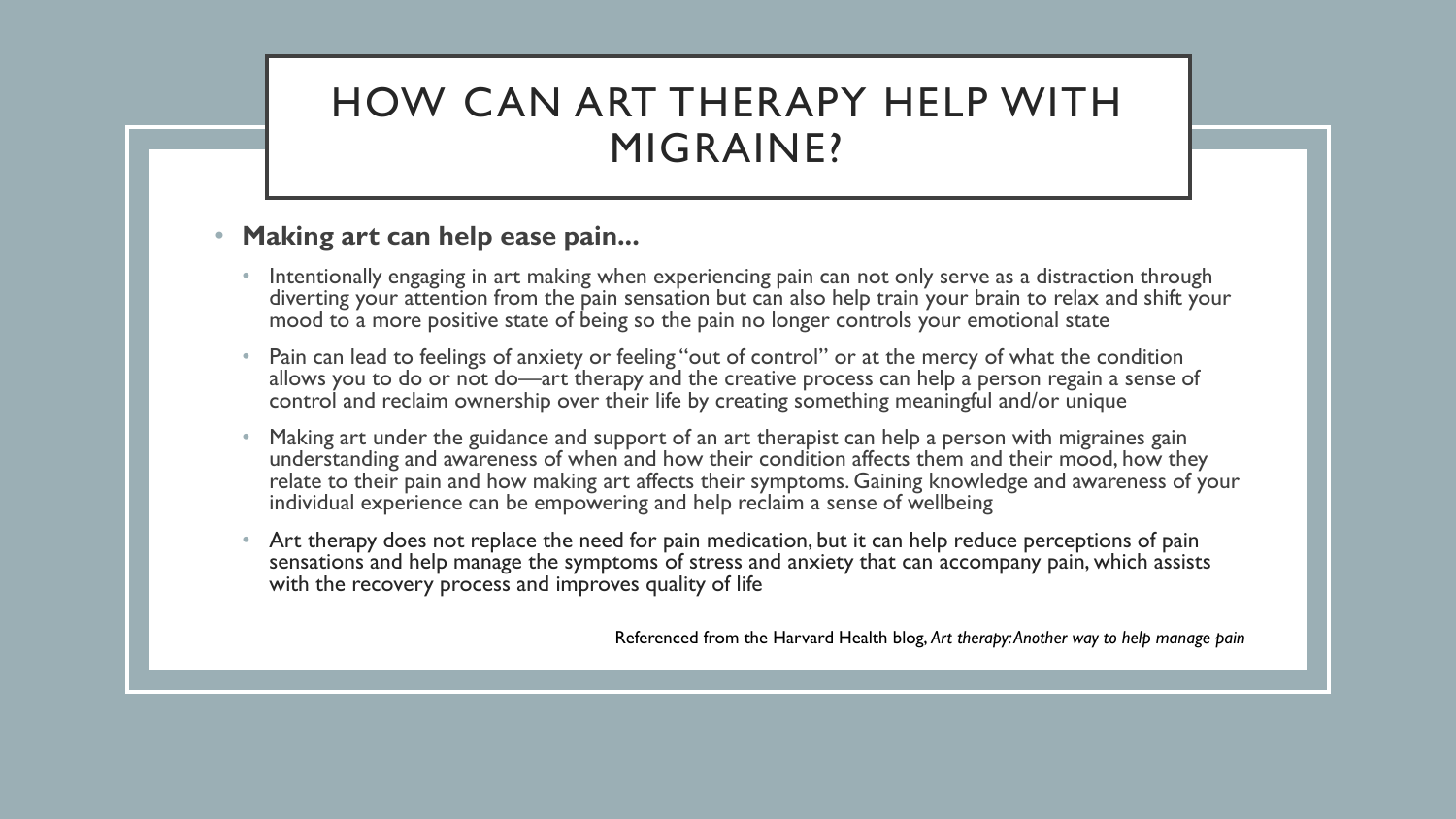# HOW CAN ART THERAPY HELP WITH MIGRAINE?

- **Making art can help ease pain...**
  - Intentionally engaging in art making when experiencing pain can not only serve as a distraction through diverting your attention from the pain sensation but can also help train your brain to relax and shift your mood to a more positive state of being so the pain no longer controls your emotional state
  - Pain can lead to feelings of anxiety or feeling "out of control" or at the mercy of what the condition allows you to do or not do—art therapy and the creative process can help a person regain a sense of control and reclaim ownership over their life by creating something meaningful and/or unique
  - Making art under the guidance and support of an art therapist can help a person with migraines gain understanding and awareness of when and how their condition affects them and their mood, how they relate to their pain and how making art affects their symptoms. Gaining knowledge and awareness of your individual experience can be empowering and help reclaim a sense of wellbeing
  - Art therapy does not replace the need for pain medication, but it can help reduce perceptions of pain sensations and help manage the symptoms of stress and anxiety that can accompany pain, which assists with the recovery process and improves quality of life

Referenced from the Harvard Health blog, *Art therapy: Another way to help manage pain*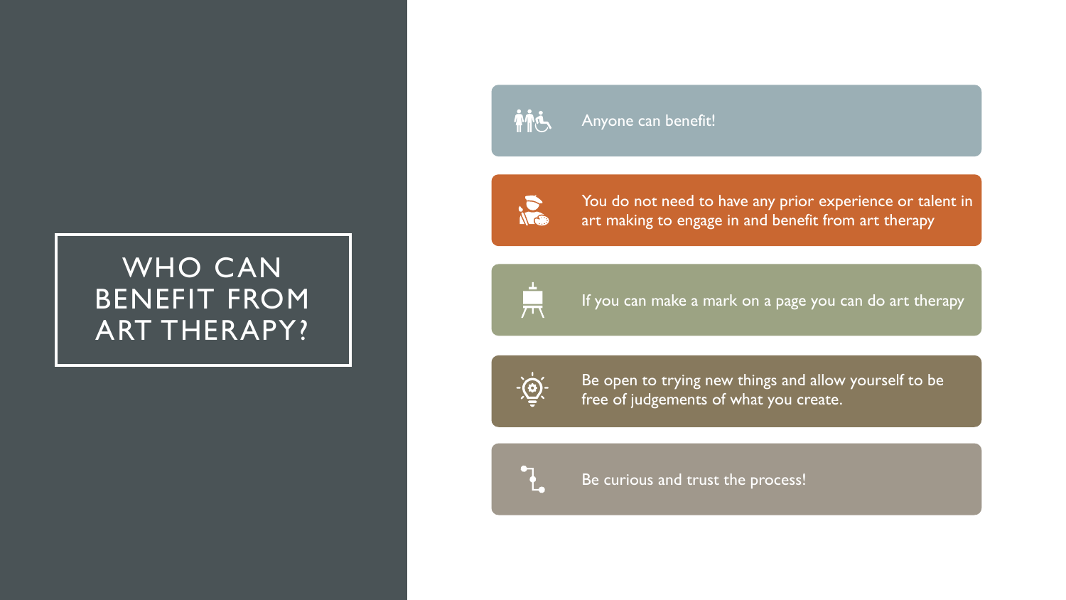# WHO CAN BENEFIT FROM ART THERAPY?

- Anyone can benefit!
- You do not need to have any prior experience or talent in art making to engage in and benefit from art therapy
- If you can make a mark on a page you can do art therapy
- Be open to trying new things and allow yourself to be free of judgements of what you create.
- Be curious and trust the process!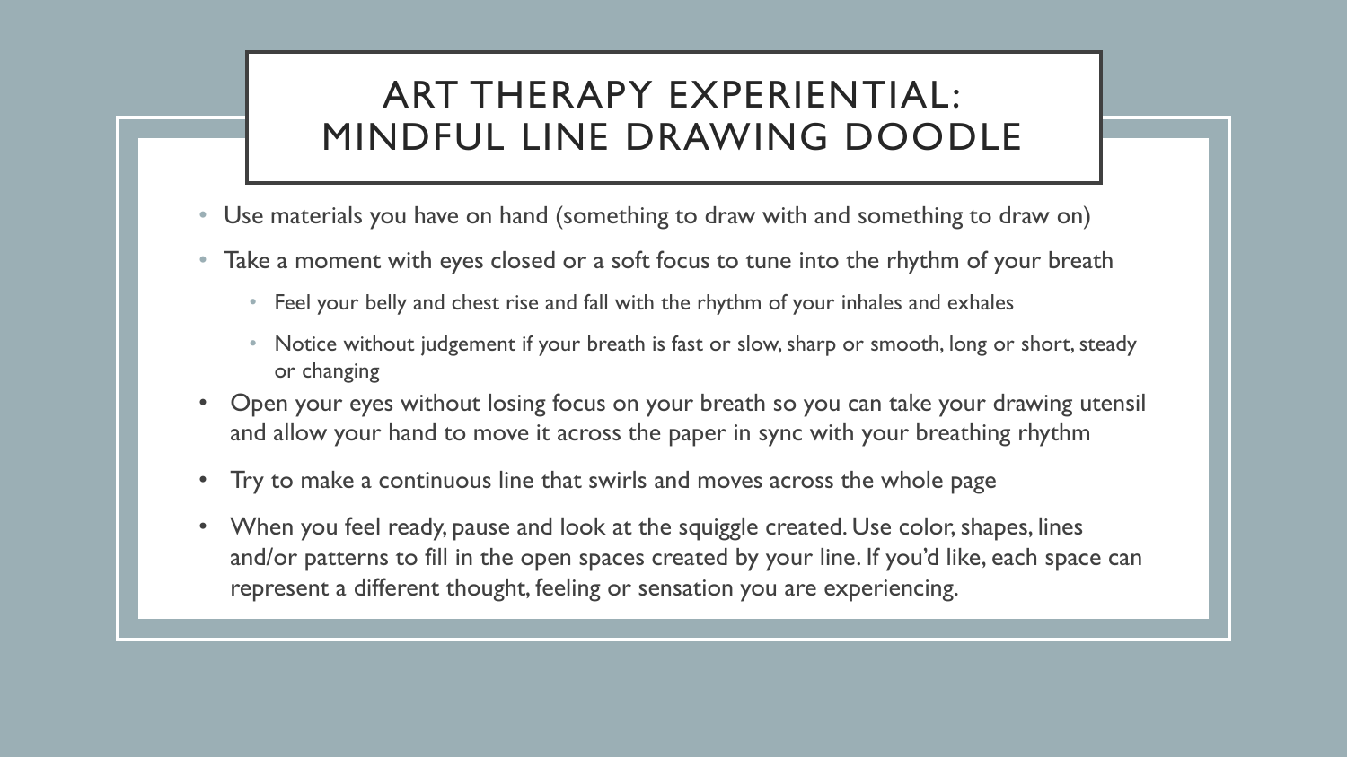# ART THERAPY EXPERIENTIAL: MINDFUL LINE DRAWING DOODLE

- Use materials you have on hand (something to draw with and something to draw on)
- Take a moment with eyes closed or a soft focus to tune into the rhythm of your breath
  - Feel your belly and chest rise and fall with the rhythm of your inhales and exhales
  - Notice without judgement if your breath is fast or slow, sharp or smooth, long or short, steady or changing
- Open your eyes without losing focus on your breath so you can take your drawing utensil and allow your hand to move it across the paper in sync with your breathing rhythm
- Try to make a continuous line that swirls and moves across the whole page
- When you feel ready, pause and look at the squiggle created. Use color, shapes, lines and/or patterns to fill in the open spaces created by your line. If you'd like, each space can represent a different thought, feeling or sensation you are experiencing.